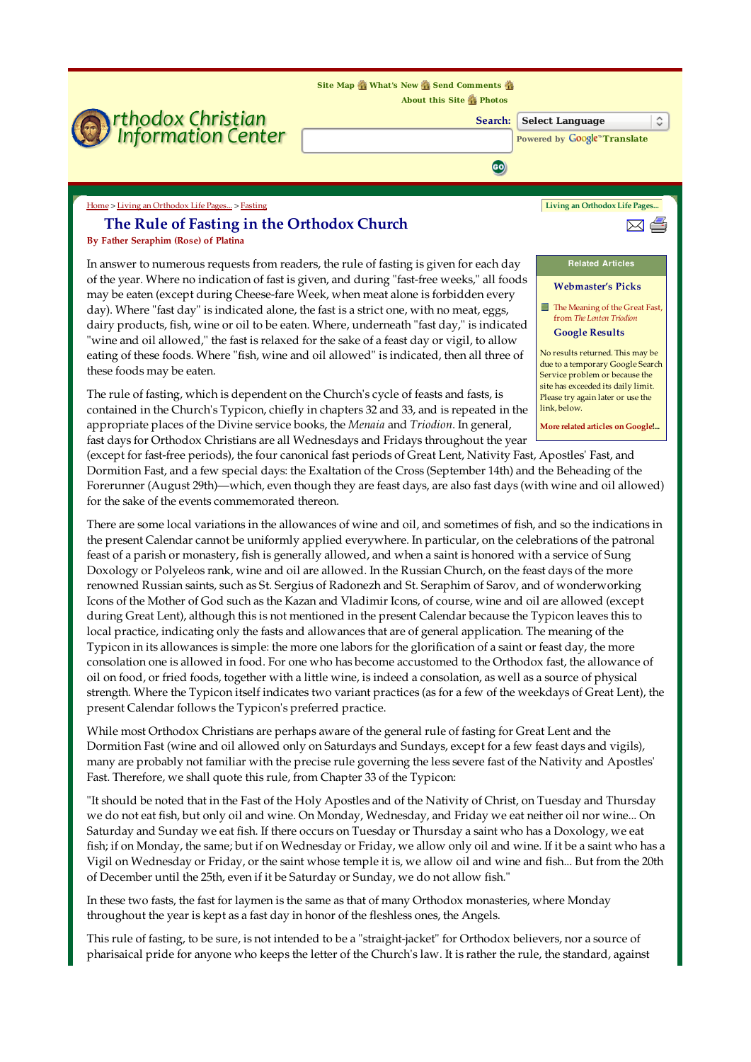# The Rule of Fasting in the Orthodox Church

**By Father Seraphim (Rose) of Platina**

In answer to numerous requests from readers, the rule of fasting is given for each day of the year. Where no indication of fast is given, and during "fast-free weeks," all foods may be eaten (except during Cheese-fare Week, when meat alone is forbidden every day). Where "fast day" is indicated alone, the fast is a strict one, with no meat, eggs, dairy products, fish, wine or oil to be eaten. Where, underneath "fast day," is indicated "wine and oil allowed," the fast is relaxed for the sake of a feast day or vigil, to allow eating of these foods. Where "fish, wine and oil allowed" is indicated, then all three of these foods may be eaten.

The rule of fasting, which is dependent on the Church's cycle of feasts and fasts, is contained in the Church's Typicon, chiefly in chapters 32 and 33, and is repeated in the appropriate places of the Divine service books, the *Menaia* and *Triodion*. In general, fast days for Orthodox Christians are all Wednesdays and Fridays throughout the year (except for fast-free periods), the four canonical fast periods of Great Lent, Nativity Fast, Apostles' Fast, and Dormition Fast, and a few special days: the Exaltation of the Cross (September 14th) and the Beheading of the Forerunner (August 29th)—which, even though they are feast days, are also fast days (with wine and oil allowed) for the sake of the events commemorated thereon.

There are some local variations in the allowances of wine and oil, and sometimes of fish, and so the indications in the present Calendar cannot be uniformly applied everywhere. In particular, on the celebrations of the patronal feast of a parish or monastery, fish is generally allowed, and when a saint is honored with a service of Sung Doxology or Polyeleos rank, wine and oil are allowed. In the Russian Church, on the feast days of the more renowned Russian saints, such as St. Sergius of Radonezh and St. Seraphim of Sarov, and of wonderworking Icons of the Mother of God such as the Kazan and Vladimir Icons, of course, wine and oil are allowed (except during Great Lent), although this is not mentioned in the present Calendar because the Typicon leaves this to local practice, indicating only the fasts and allowances that are of general application. The meaning of the Typicon in its allowances is simple: the more one labors for the glorification of a saint or feast day, the more consolation one is allowed in food. For one who has become accustomed to the Orthodox fast, the allowance of oil on food, or fried foods, together with a little wine, is indeed a consolation, as well as a source of physical strength. Where the Typicon itself indicates two variant practices (as for a few of the weekdays of Great Lent), the present Calendar follows the Typicon's preferred practice.

While most Orthodox Christians are perhaps aware of the general rule of fasting for Great Lent and the Dormition Fast (wine and oil allowed only on Saturdays and Sundays, except for a few feast days and vigils), many are probably not familiar with the precise rule governing the less severe fast of the Nativity and Apostles' Fast. Therefore, we shall quote this rule, from Chapter 33 of the Typicon:

"It should be noted that in the Fast of the Holy Apostles and of the Nativity of Christ, on Tuesday and Thursday we do not eat fish, but only oil and wine. On Monday, Wednesday, and Friday we eat neither oil nor wine... On Saturday and Sunday we eat fish. If there occurs on Tuesday or Thursday a saint who has a Doxology, we eat fish; if on Monday, the same; but if on Wednesday or Friday, we allow only oil and wine. If it be a saint who has a Vigil on Wednesday or Friday, or the saint whose temple it is, we allow oil and wine and fish... But from the 20th of December until the 25th, even if it be Saturday or Sunday, we do not allow fish."

In these two fasts, the fast for laymen is the same as that of many Orthodox monasteries, where Monday throughout the year is kept as a fast day in honor of the fleshless ones, the Angels.

This rule of fasting, to be sure, is not intended to be a "straight-jacket" for Orthodox believers, nor a source of pharisaical pride for anyone who keeps the letter of the Church's law. It is rather the rule, the standard, against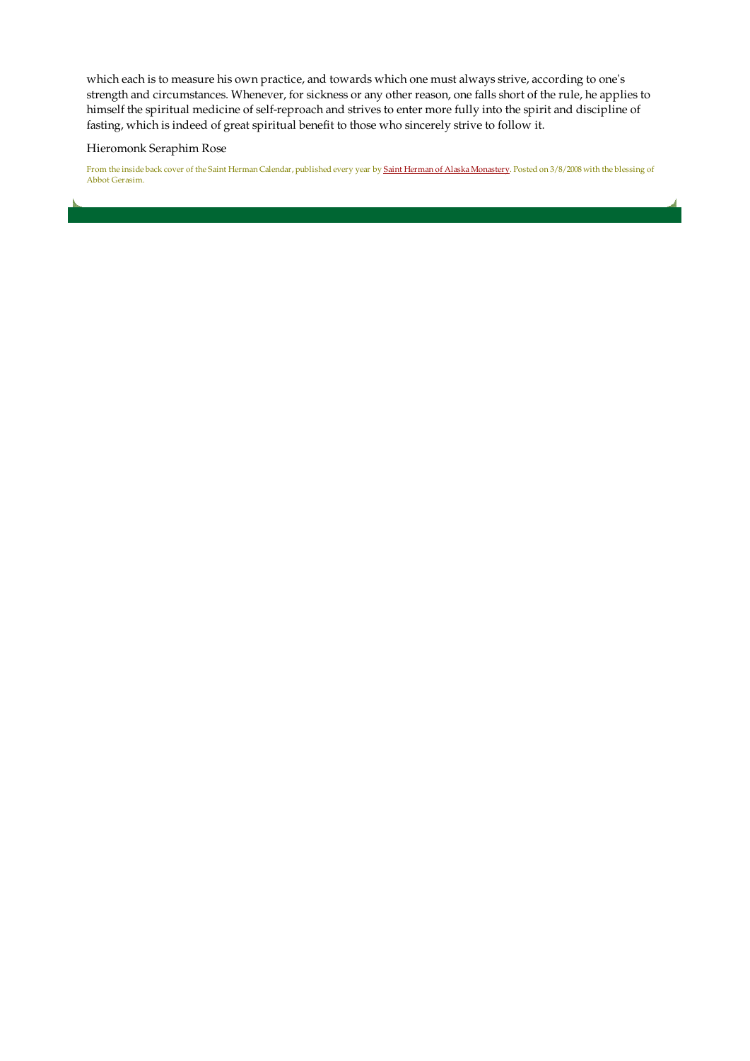which each is to measure his own practice, and towards which one must always strive, according to one's strength and circumstances. Whenever, for sickness or any other reason, one falls short of the rule, he applies to himself the spiritual medicine of self-reproach and strives to enter more fully into the spirit and discipline of fasting, which is indeed of great spiritual benefit to those who sincerely strive to follow it.

Hieromonk Seraphim Rose

From the inside back cover of the Saint Herman Calendar, published every year by Saint Herman of Alaska Monastery. Posted on 3/8/2008 with the blessing of Abbot Gerasim.